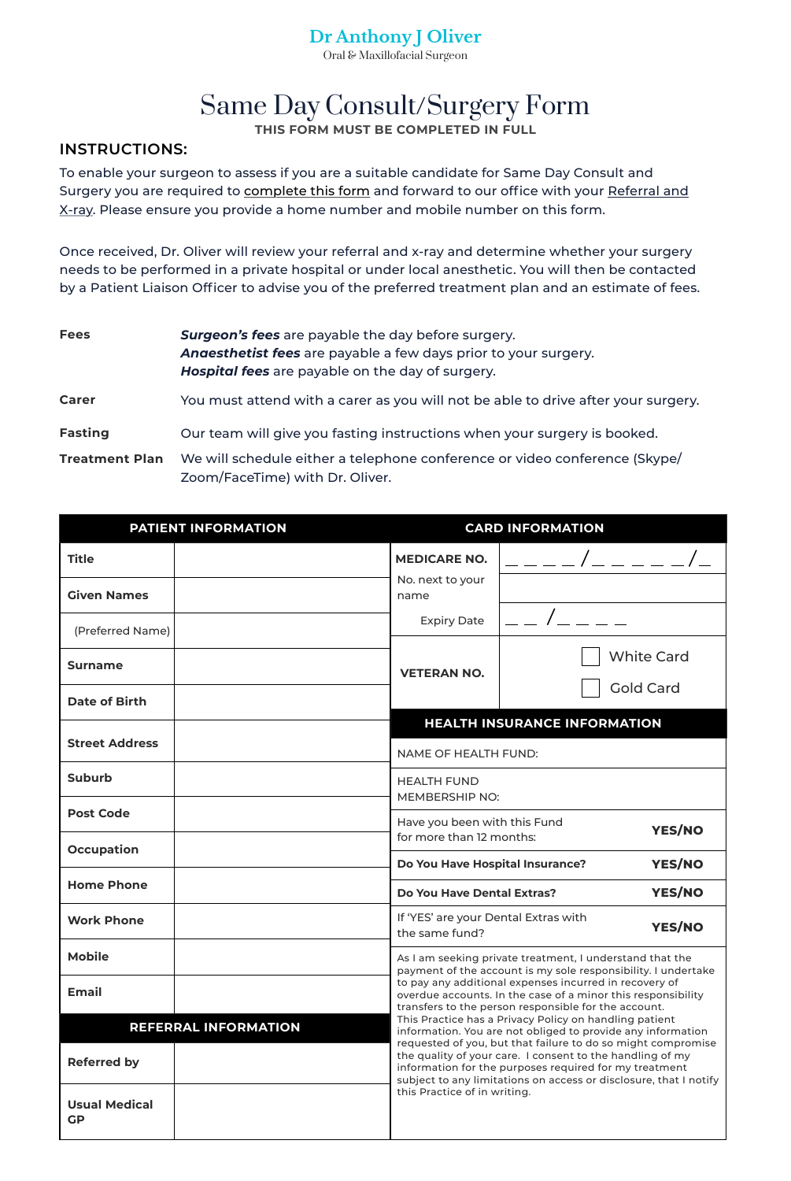# Dr Anthony J Oliver

Oral & Maxillofacial Surgeon

# Same Day Consult/Surgery Form

**THIS FORM MUST BE COMPLETED IN FULL**

## INSTRUCTIONS:

To enable your surgeon to assess if you are a suitable candidate for Same Day Consult and Surgery you are required to complete this form and forward to our office with your Referral and X-ray. Please ensure you provide a home number and mobile number on this form.

Once received, Dr. Oliver will review your referral and x-ray and determine whether your surgery needs to be performed in a private hospital or under local anesthetic. You will then be contacted by a Patient Liaison Officer to advise you of the preferred treatment plan and an estimate of fees.

**Fees**
***Surgeon's fees*** are payable the day before surgery.
***Anaesthetist fees*** are payable a few days prior to your surgery.
***Hospital fees*** are payable on the day of surgery.

**Carer** You must attend with a carer as you will not be able to drive after your surgery.

**Fasting** Our team will give you fasting instructions when your surgery is booked.

**Treatment Plan** We will schedule either a telephone conference or video conference (Skype/Zoom/FaceTime) with Dr. Oliver.

| PATIENT INFORMATION | |
|---|---|
| **Title** | |
| **Given Names** | |
| (Preferred Name) | |
| **Surname** | |
| **Date of Birth** | |
| **Street Address** | |
| **Suburb** | |
| **Post Code** | |
| **Occupation** | |
| **Home Phone** | |
| **Work Phone** | |
| **Mobile** | |
| **Email** | |

| REFERRAL INFORMATION | |
|---|---|
| **Referred by** | |
| **Usual Medical GP** | |

| CARD INFORMATION | |
|---|---|
| **MEDICARE NO.** | _ _ _ _ /_ _ _ _ _ _ /_ |
| No. next to your name | |
| Expiry Date | _ _ /_ _ _ _ |
| **VETERAN NO.** | ☐ White Card<br>☐ Gold Card |

| HEALTH INSURANCE INFORMATION | |
|---|---|
| NAME OF HEALTH FUND: | |
| HEALTH FUND MEMBERSHIP NO: | |
| Have you been with this Fund for more than 12 months: | **YES/NO** |
| **Do You Have Hospital Insurance?** | **YES/NO** |
| **Do You Have Dental Extras?** | **YES/NO** |
| If 'YES' are your Dental Extras with the same fund? | **YES/NO** |

As I am seeking private treatment, I understand that the payment of the account is my sole responsibility. I undertake to pay any additional expenses incurred in recovery of overdue accounts. In the case of a minor this responsibility transfers to the person responsible for the account.
This Practice has a Privacy Policy on handling patient information. You are not obliged to provide any information requested of you, but that failure to do so might compromise the quality of your care. I consent to the handling of my information for the purposes required for my treatment subject to any limitations on access or disclosure, that I notify this Practice of in writing.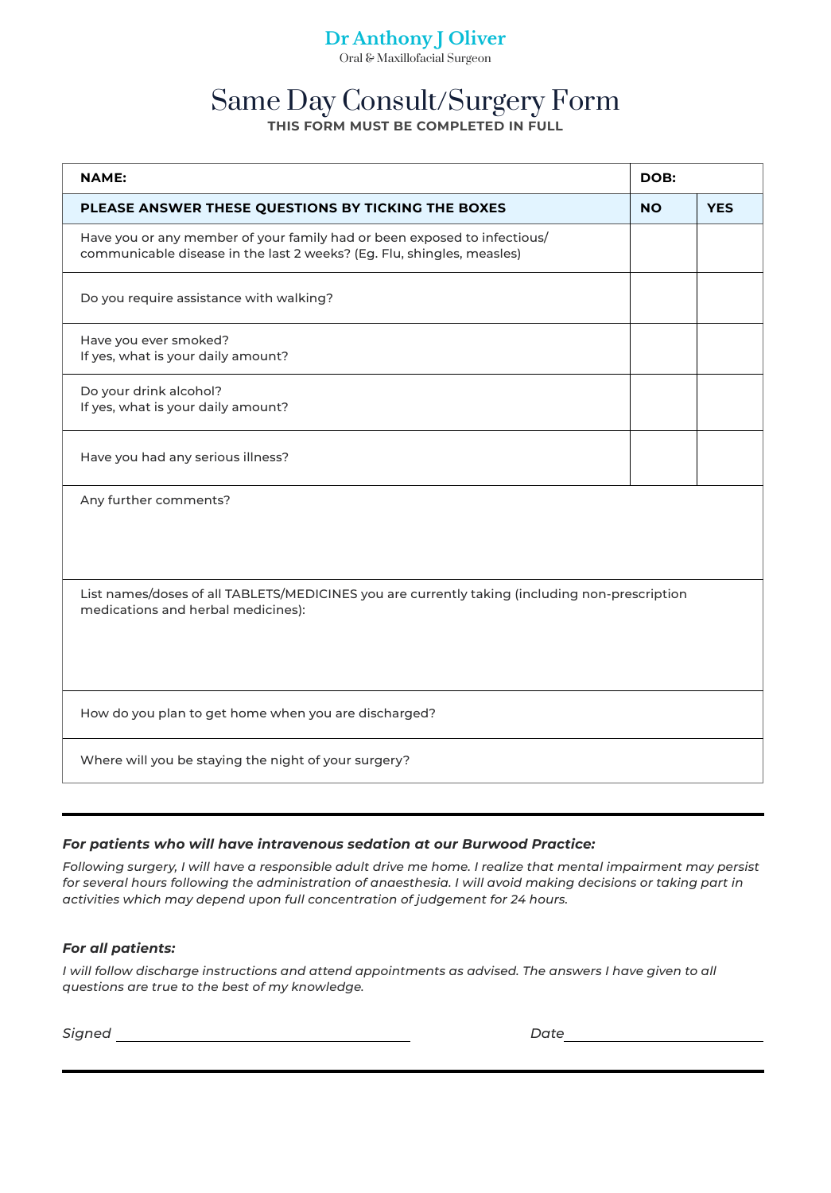**Dr Anthony J Oliver**
Oral & Maxillofacial Surgeon

# Same Day Consult/Surgery Form

**THIS FORM MUST BE COMPLETED IN FULL**

| **NAME:** | **DOB:** | |
|---|---|---|
| **PLEASE ANSWER THESE QUESTIONS BY TICKING THE BOXES** | **NO** | **YES** |
| Have you or any member of your family had or been exposed to infectious/ communicable disease in the last 2 weeks? (Eg. Flu, shingles, measles) | | |
| Do you require assistance with walking? | | |
| Have you ever smoked?<br>If yes, what is your daily amount? | | |
| Do your drink alcohol?<br>If yes, what is your daily amount? | | |
| Have you had any serious illness? | | |
| Any further comments? | | |
| List names/doses of all TABLETS/MEDICINES you are currently taking (including non-prescription medications and herbal medicines): | | |
| How do you plan to get home when you are discharged? | | |
| Where will you be staying the night of your surgery? | | |

***For patients who will have intravenous sedation at our Burwood Practice:***

*Following surgery, I will have a responsible adult drive me home. I realize that mental impairment may persist for several hours following the administration of anaesthesia. I will avoid making decisions or taking part in activities which may depend upon full concentration of judgement for 24 hours.*

***For all patients:***

*I will follow discharge instructions and attend appointments as advised. The answers I have given to all questions are true to the best of my knowledge.*

*Signed* ______________________ *Date* ______________________